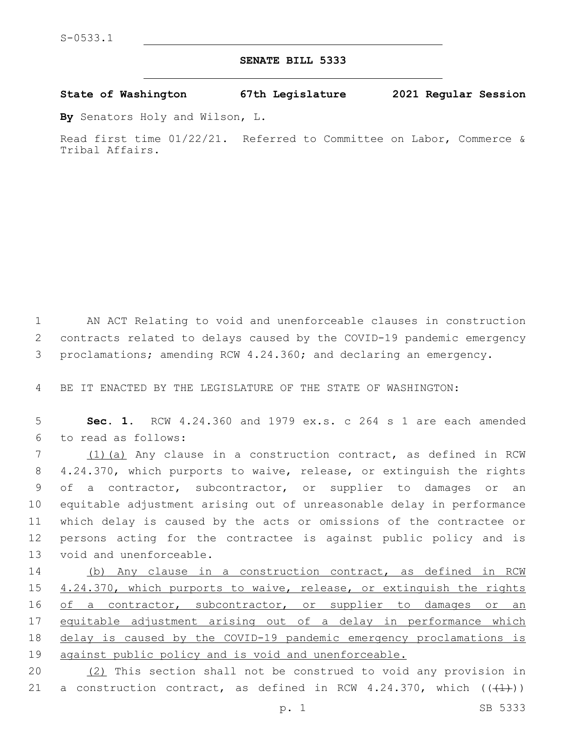S-0533.1

**SENATE BILL 5333**

**State of Washington 67th Legislature 2021 Regular Session**

**By** Senators Holy and Wilson, L.

Read first time 01/22/21. Referred to Committee on Labor, Commerce & Tribal Affairs.

AN ACT Relating to void and unenforceable clauses in construction contracts related to delays caused by the COVID-19 pandemic emergency proclamations; amending RCW 4.24.360; and declaring an emergency.

BE IT ENACTED BY THE LEGISLATURE OF THE STATE OF WASHINGTON:

**Sec. 1.** RCW 4.24.360 and 1979 ex.s. c 264 s 1 are each amended to read as follows:

<u>(1)(a)</u> Any clause in a construction contract, as defined in RCW 4.24.370, which purports to waive, release, or extinguish the rights of a contractor, subcontractor, or supplier to damages or an equitable adjustment arising out of unreasonable delay in performance which delay is caused by the acts or omissions of the contractee or persons acting for the contractee is against public policy and is void and unenforceable.

<u>(b) Any clause in a construction contract, as defined in RCW 4.24.370, which purports to waive, release, or extinguish the rights of a contractor, subcontractor, or supplier to damages or an equitable adjustment arising out of a delay in performance which delay is caused by the COVID-19 pandemic emergency proclamations is against public policy and is void and unenforceable.</u>

<u>(2)</u> This section shall not be construed to void any provision in a construction contract, as defined in RCW 4.24.370, which ~~((1))~~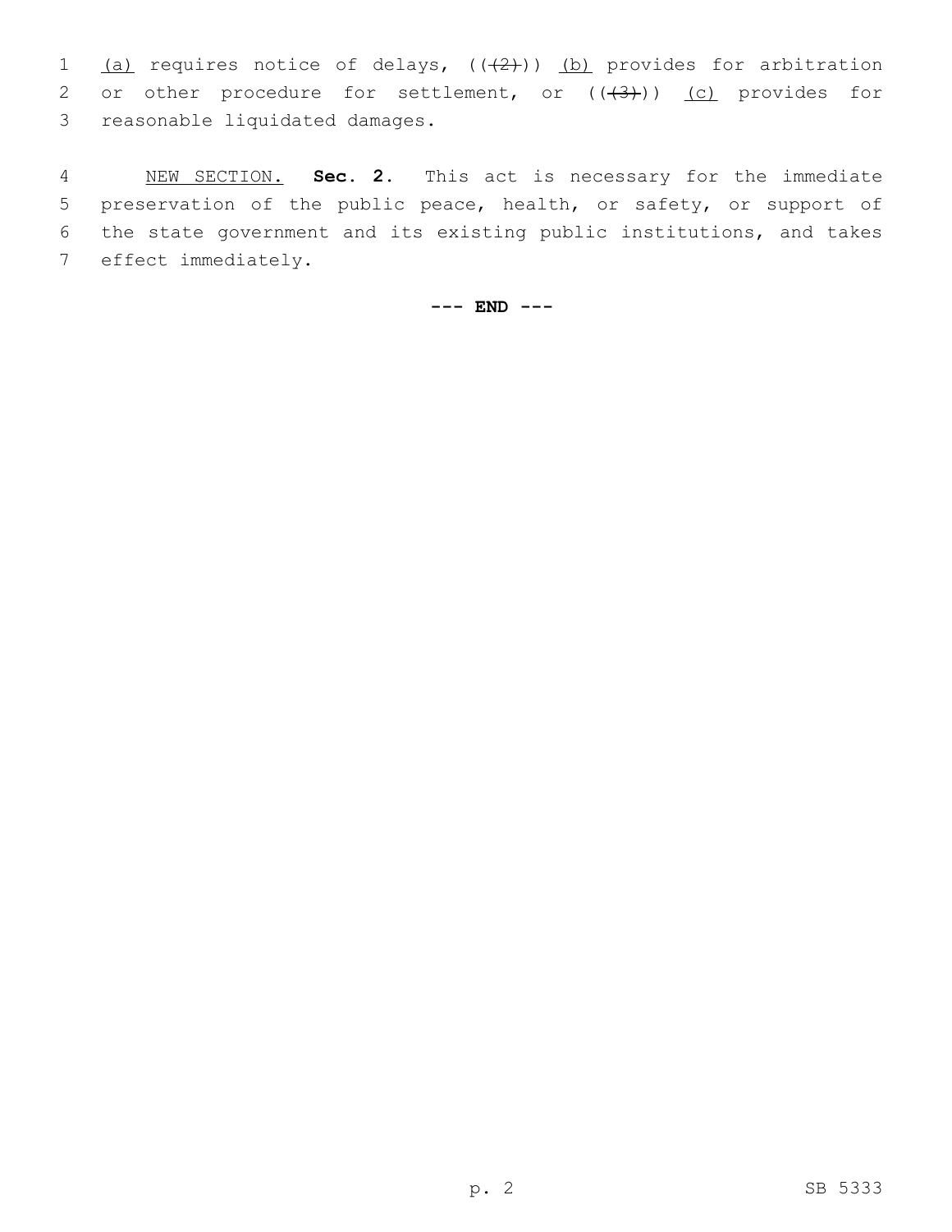(a) requires notice of delays, ((~~(2)~~)) (b) provides for arbitration or other procedure for settlement, or ((~~(3)~~)) (c) provides for reasonable liquidated damages.

NEW SECTION. **Sec. 2.** This act is necessary for the immediate preservation of the public peace, health, or safety, or support of the state government and its existing public institutions, and takes effect immediately.

**--- END ---**